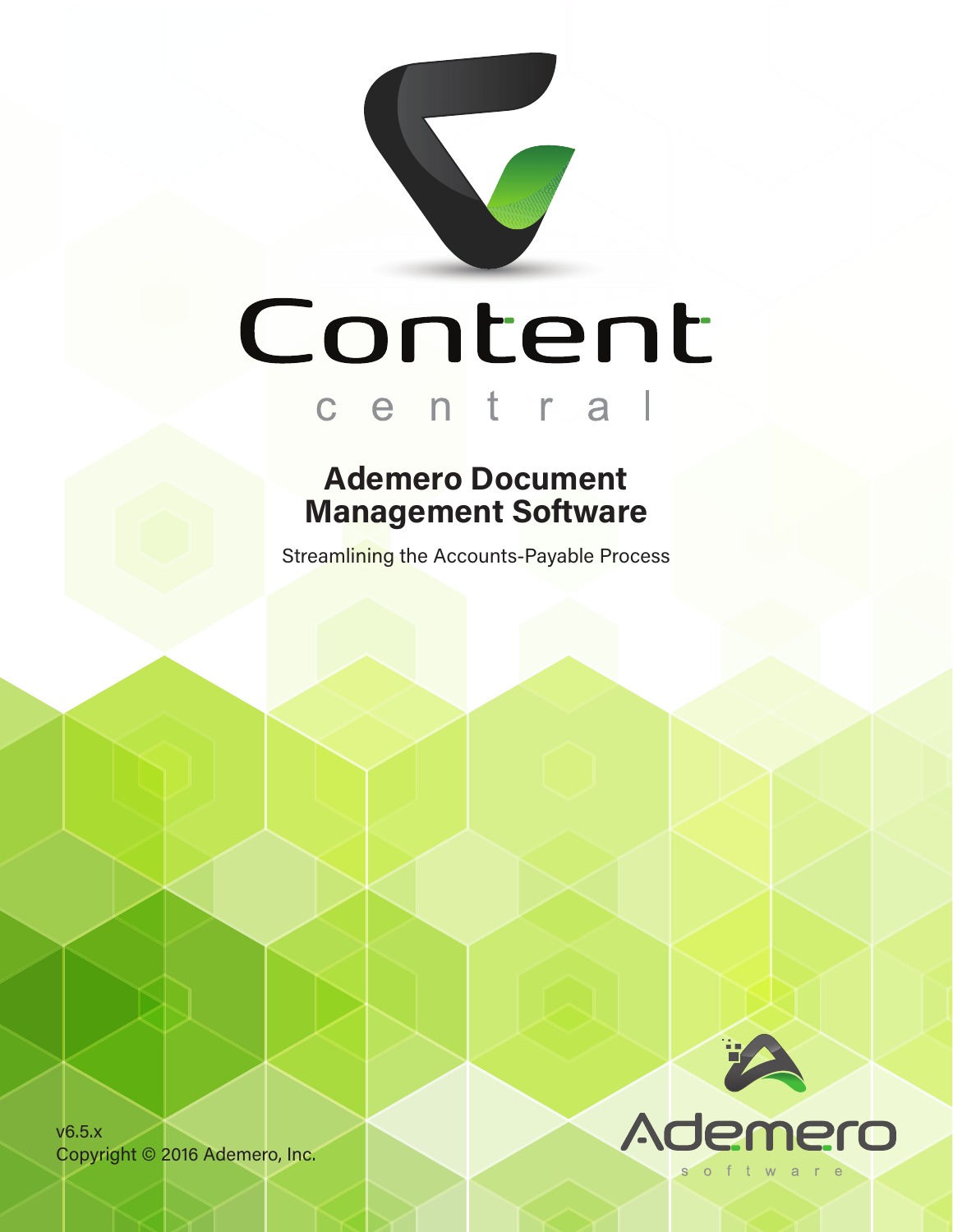# Content central

## Ademero Document Management Software

Streamlining the Accounts-Payable Process

v6.5.x
Copyright © 2016 Ademero, Inc.

Ademero software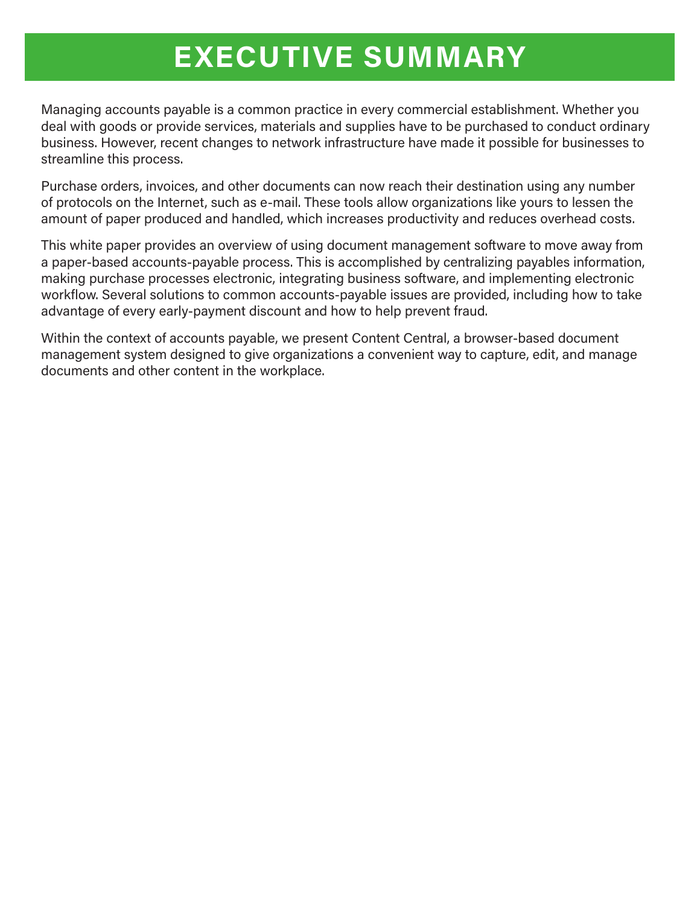# EXECUTIVE SUMMARY

Managing accounts payable is a common practice in every commercial establishment. Whether you deal with goods or provide services, materials and supplies have to be purchased to conduct ordinary business. However, recent changes to network infrastructure have made it possible for businesses to streamline this process.

Purchase orders, invoices, and other documents can now reach their destination using any number of protocols on the Internet, such as e-mail. These tools allow organizations like yours to lessen the amount of paper produced and handled, which increases productivity and reduces overhead costs.

This white paper provides an overview of using document management software to move away from a paper-based accounts-payable process. This is accomplished by centralizing payables information, making purchase processes electronic, integrating business software, and implementing electronic workflow. Several solutions to common accounts-payable issues are provided, including how to take advantage of every early-payment discount and how to help prevent fraud.

Within the context of accounts payable, we present Content Central, a browser-based document management system designed to give organizations a convenient way to capture, edit, and manage documents and other content in the workplace.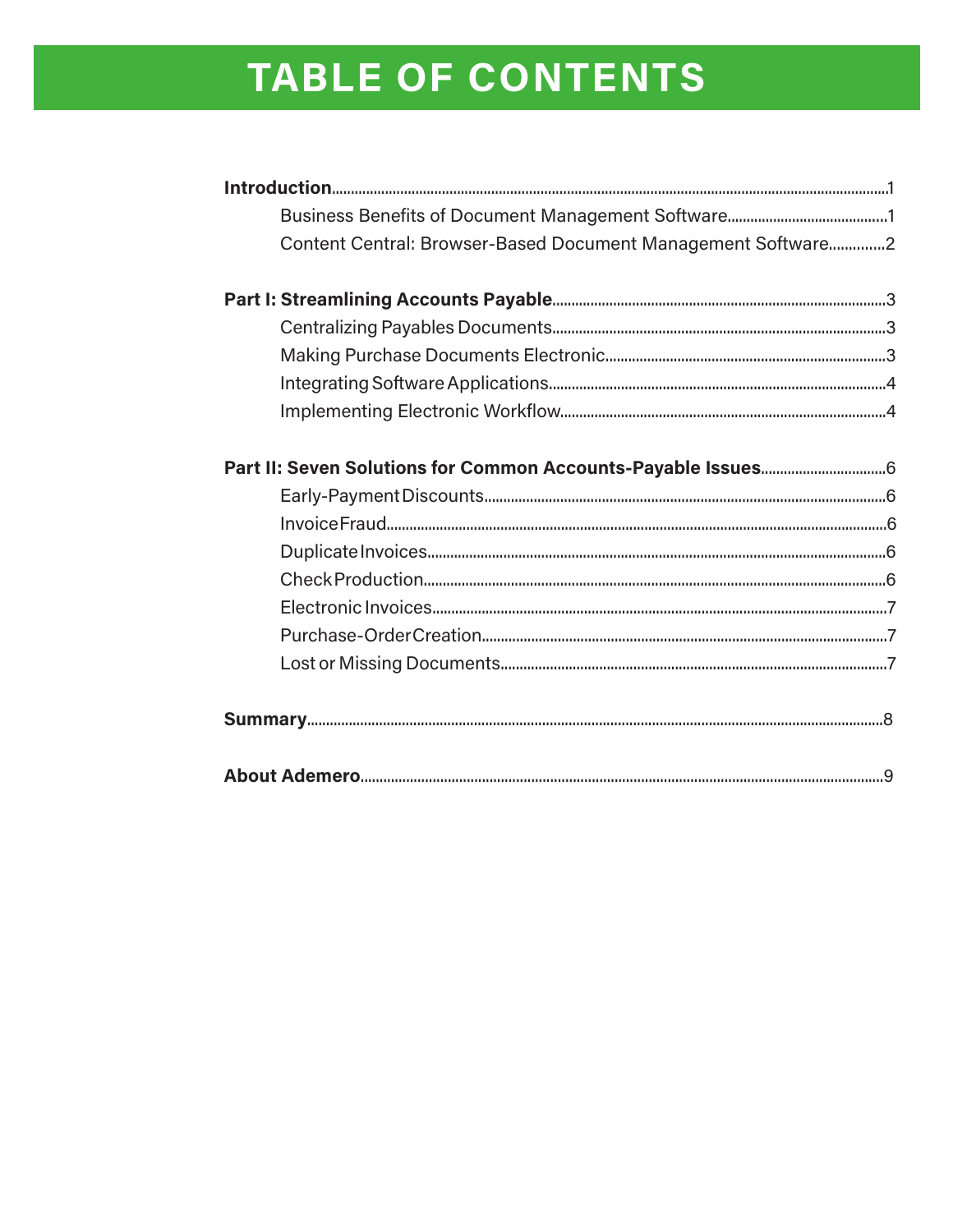# TABLE OF CONTENTS

**Introduction**........1
- Business Benefits of Document Management Software........1
- Content Central: Browser-Based Document Management Software........2

**Part I: Streamlining Accounts Payable**........3
- Centralizing Payables Documents........3
- Making Purchase Documents Electronic........3
- Integrating Software Applications........4
- Implementing Electronic Workflow........4

**Part II: Seven Solutions for Common Accounts-Payable Issues**........6
- Early-Payment Discounts........6
- Invoice Fraud........6
- Duplicate Invoices........6
- Check Production........6
- Electronic Invoices........7
- Purchase-Order Creation........7
- Lost or Missing Documents........7

**Summary**........8

**About Ademero**........9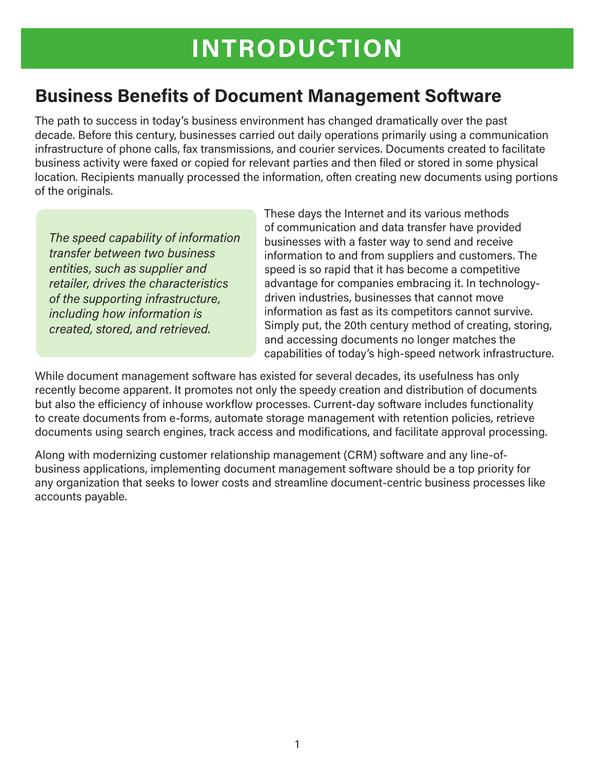# INTRODUCTION

## Business Benefits of Document Management Software

The path to success in today's business environment has changed dramatically over the past decade. Before this century, businesses carried out daily operations primarily using a communication infrastructure of phone calls, fax transmissions, and courier services. Documents created to facilitate business activity were faxed or copied for relevant parties and then filed or stored in some physical location. Recipients manually processed the information, often creating new documents using portions of the originals.

> *The speed capability of information transfer between two business entities, such as supplier and retailer, drives the characteristics of the supporting infrastructure, including how information is created, stored, and retrieved.*

These days the Internet and its various methods of communication and data transfer have provided businesses with a faster way to send and receive information to and from suppliers and customers. The speed is so rapid that it has become a competitive advantage for companies embracing it. In technology-driven industries, businesses that cannot move information as fast as its competitors cannot survive. Simply put, the 20th century method of creating, storing, and accessing documents no longer matches the capabilities of today's high-speed network infrastructure.

While document management software has existed for several decades, its usefulness has only recently become apparent. It promotes not only the speedy creation and distribution of documents but also the efficiency of inhouse workflow processes. Current-day software includes functionality to create documents from e-forms, automate storage management with retention policies, retrieve documents using search engines, track access and modifications, and facilitate approval processing.

Along with modernizing customer relationship management (CRM) software and any line-of-business applications, implementing document management software should be a top priority for any organization that seeks to lower costs and streamline document-centric business processes like accounts payable.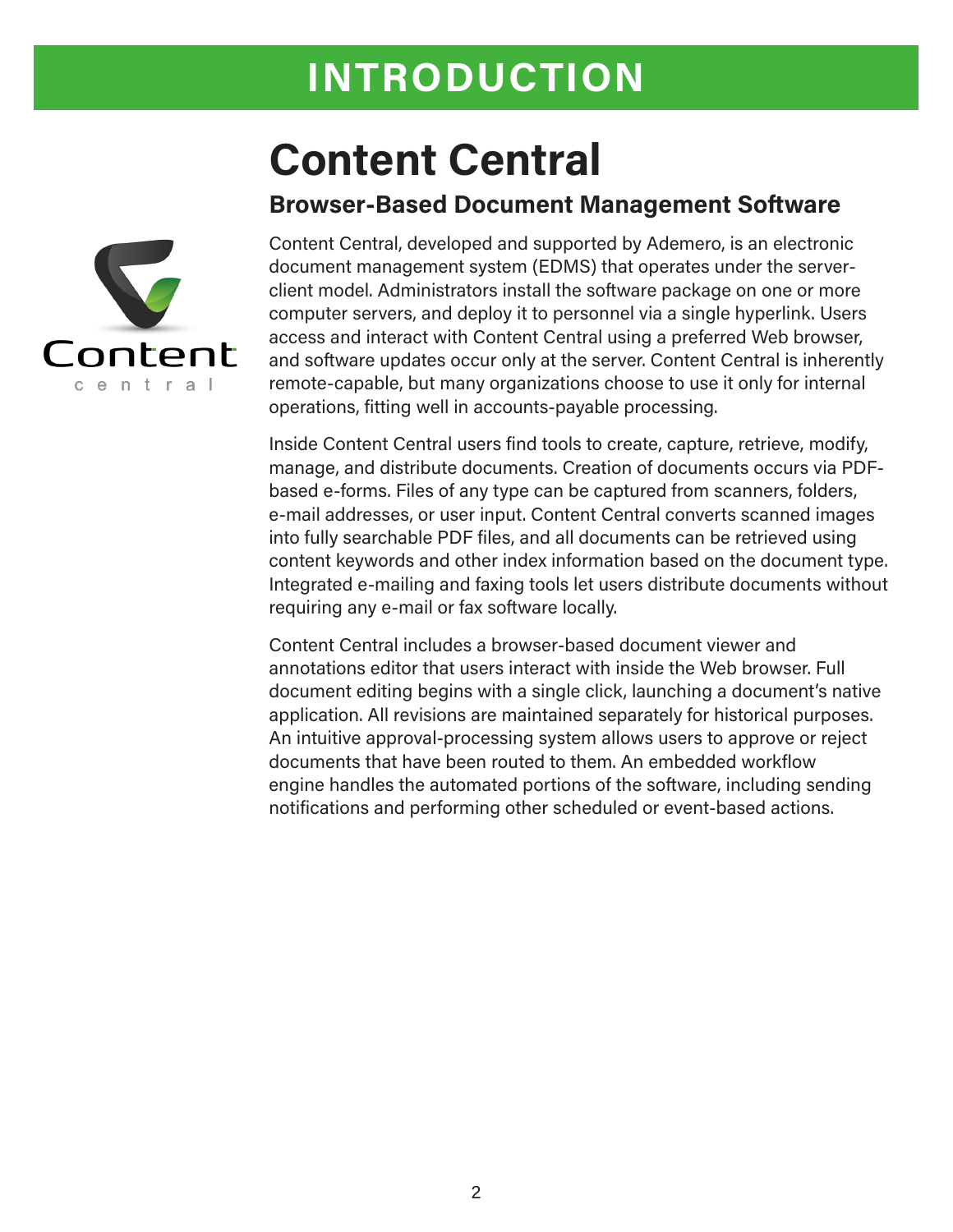# INTRODUCTION

## Content Central

### Browser-Based Document Management Software

Content Central, developed and supported by Ademero, is an electronic document management system (EDMS) that operates under the server-client model. Administrators install the software package on one or more computer servers, and deploy it to personnel via a single hyperlink. Users access and interact with Content Central using a preferred Web browser, and software updates occur only at the server. Content Central is inherently remote-capable, but many organizations choose to use it only for internal operations, fitting well in accounts-payable processing.

Inside Content Central users find tools to create, capture, retrieve, modify, manage, and distribute documents. Creation of documents occurs via PDF-based e-forms. Files of any type can be captured from scanners, folders, e-mail addresses, or user input. Content Central converts scanned images into fully searchable PDF files, and all documents can be retrieved using content keywords and other index information based on the document type. Integrated e-mailing and faxing tools let users distribute documents without requiring any e-mail or fax software locally.

Content Central includes a browser-based document viewer and annotations editor that users interact with inside the Web browser. Full document editing begins with a single click, launching a document's native application. All revisions are maintained separately for historical purposes. An intuitive approval-processing system allows users to approve or reject documents that have been routed to them. An embedded workflow engine handles the automated portions of the software, including sending notifications and performing other scheduled or event-based actions.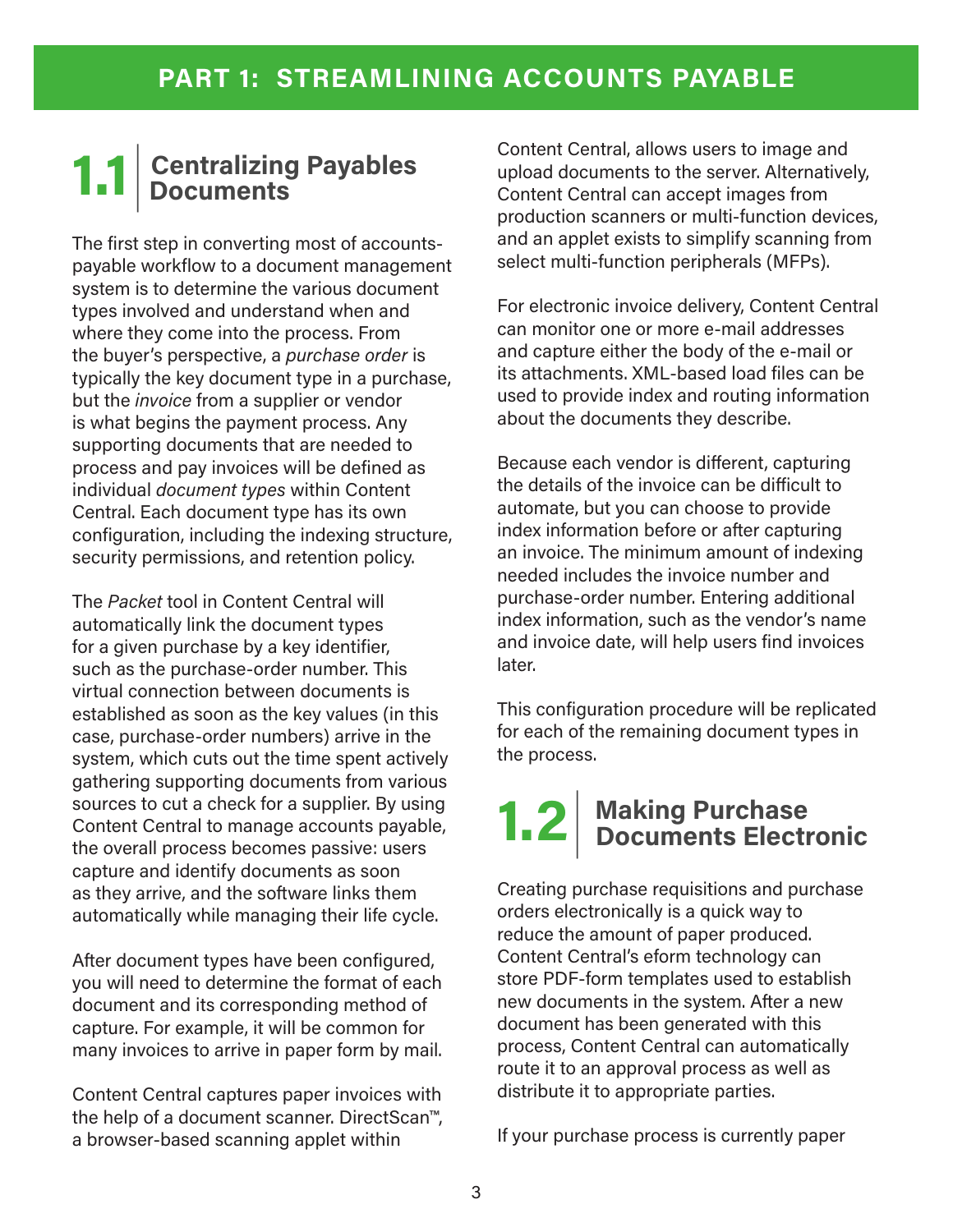# PART 1: STREAMLINING ACCOUNTS PAYABLE

## 1.1 Centralizing Payables Documents

The first step in converting most of accounts-payable workflow to a document management system is to determine the various document types involved and understand when and where they come into the process. From the buyer's perspective, a *purchase order* is typically the key document type in a purchase, but the *invoice* from a supplier or vendor is what begins the payment process. Any supporting documents that are needed to process and pay invoices will be defined as individual *document types* within Content Central. Each document type has its own configuration, including the indexing structure, security permissions, and retention policy.

The *Packet* tool in Content Central will automatically link the document types for a given purchase by a key identifier, such as the purchase-order number. This virtual connection between documents is established as soon as the key values (in this case, purchase-order numbers) arrive in the system, which cuts out the time spent actively gathering supporting documents from various sources to cut a check for a supplier. By using Content Central to manage accounts payable, the overall process becomes passive: users capture and identify documents as soon as they arrive, and the software links them automatically while managing their life cycle.

After document types have been configured, you will need to determine the format of each document and its corresponding method of capture. For example, it will be common for many invoices to arrive in paper form by mail.

Content Central captures paper invoices with the help of a document scanner. DirectScan™, a browser-based scanning applet within Content Central, allows users to image and upload documents to the server. Alternatively, Content Central can accept images from production scanners or multi-function devices, and an applet exists to simplify scanning from select multi-function peripherals (MFPs).

For electronic invoice delivery, Content Central can monitor one or more e-mail addresses and capture either the body of the e-mail or its attachments. XML-based load files can be used to provide index and routing information about the documents they describe.

Because each vendor is different, capturing the details of the invoice can be difficult to automate, but you can choose to provide index information before or after capturing an invoice. The minimum amount of indexing needed includes the invoice number and purchase-order number. Entering additional index information, such as the vendor's name and invoice date, will help users find invoices later.

This configuration procedure will be replicated for each of the remaining document types in the process.

## 1.2 Making Purchase Documents Electronic

Creating purchase requisitions and purchase orders electronically is a quick way to reduce the amount of paper produced. Content Central's eform technology can store PDF-form templates used to establish new documents in the system. After a new document has been generated with this process, Content Central can automatically route it to an approval process as well as distribute it to appropriate parties.

If your purchase process is currently paper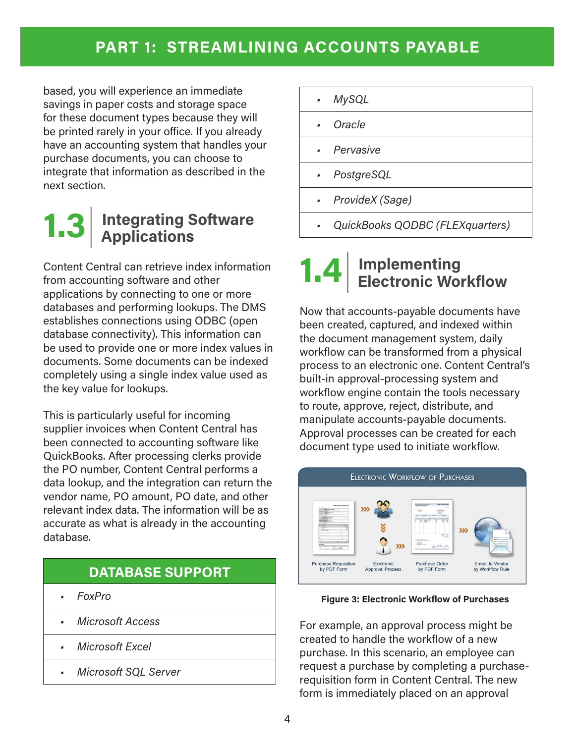based, you will experience an immediate savings in paper costs and storage space for these document types because they will be printed rarely in your office. If you already have an accounting system that handles your purchase documents, you can choose to integrate that information as described in the next section.

## 1.3 Integrating Software Applications

Content Central can retrieve index information from accounting software and other applications by connecting to one or more databases and performing lookups. The DMS establishes connections using ODBC (open database connectivity). This information can be used to provide one or more index values in documents. Some documents can be indexed completely using a single index value used as the key value for lookups.

This is particularly useful for incoming supplier invoices when Content Central has been connected to accounting software like QuickBooks. After processing clerks provide the PO number, Content Central performs a data lookup, and the integration can return the vendor name, PO amount, PO date, and other relevant index data. The information will be as accurate as what is already in the accounting database.

| DATABASE SUPPORT |
| --- |
| *FoxPro* |
| *Microsoft Access* |
| *Microsoft Excel* |
| *Microsoft SQL Server* |
| *MySQL* |
| *Oracle* |
| *Pervasive* |
| *PostgreSQL* |
| *ProvideX (Sage)* |
| *QuickBooks QODBC (FLEXquarters)* |

## 1.4 Implementing Electronic Workflow

Now that accounts-payable documents have been created, captured, and indexed within the document management system, daily workflow can be transformed from a physical process to an electronic one. Content Central's built-in approval-processing system and workflow engine contain the tools necessary to route, approve, reject, distribute, and manipulate accounts-payable documents. Approval processes can be created for each document type used to initiate workflow.

**Figure 3: Electronic Workflow of Purchases**

For example, an approval process might be created to handle the workflow of a new purchase. In this scenario, an employee can request a purchase by completing a purchase-requisition form in Content Central. The new form is immediately placed on an approval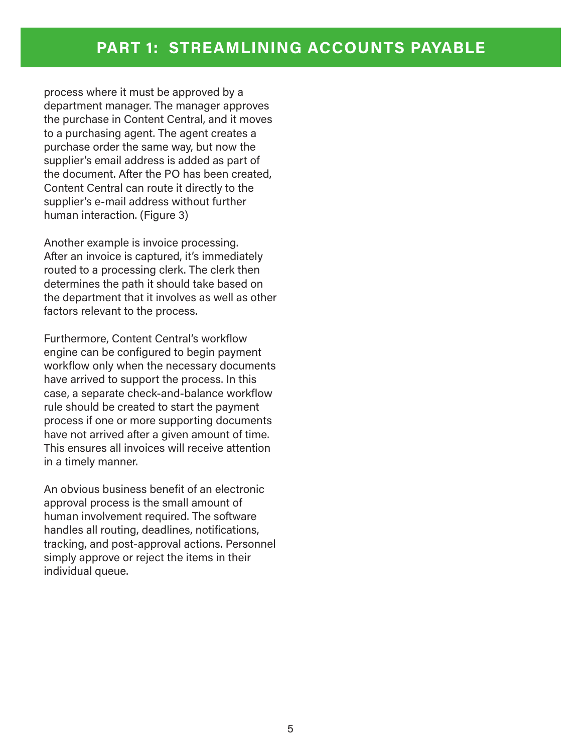## PART 1: STREAMLINING ACCOUNTS PAYABLE

process where it must be approved by a department manager. The manager approves the purchase in Content Central, and it moves to a purchasing agent. The agent creates a purchase order the same way, but now the supplier's email address is added as part of the document. After the PO has been created, Content Central can route it directly to the supplier's e-mail address without further human interaction. (Figure 3)

Another example is invoice processing. After an invoice is captured, it's immediately routed to a processing clerk. The clerk then determines the path it should take based on the department that it involves as well as other factors relevant to the process.

Furthermore, Content Central's workflow engine can be configured to begin payment workflow only when the necessary documents have arrived to support the process. In this case, a separate check-and-balance workflow rule should be created to start the payment process if one or more supporting documents have not arrived after a given amount of time. This ensures all invoices will receive attention in a timely manner.

An obvious business benefit of an electronic approval process is the small amount of human involvement required. The software handles all routing, deadlines, notifications, tracking, and post-approval actions. Personnel simply approve or reject the items in their individual queue.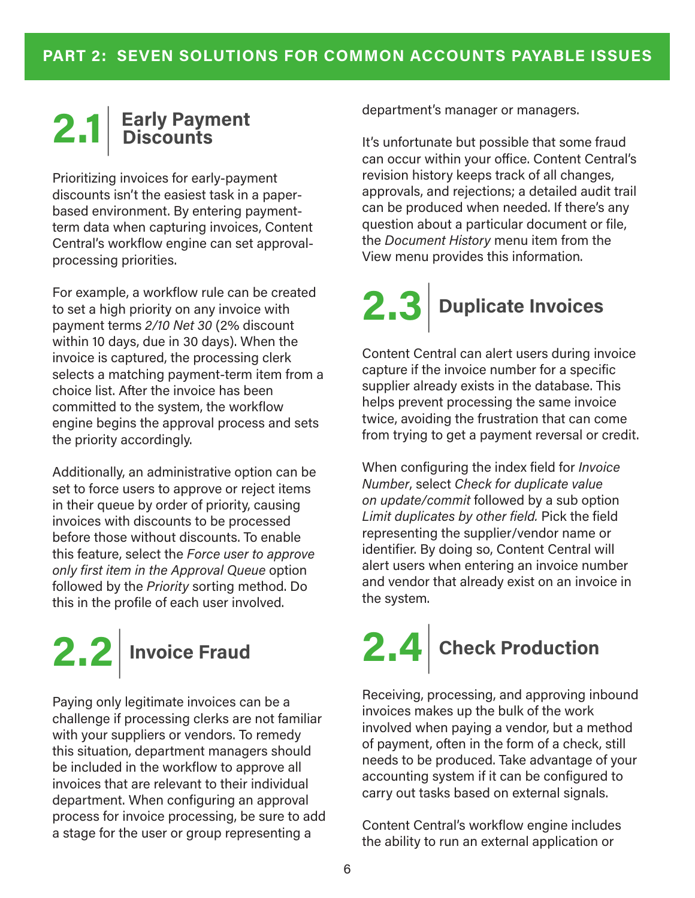## PART 2: SEVEN SOLUTIONS FOR COMMON ACCOUNTS PAYABLE ISSUES

### 2.1 Early Payment Discounts

Prioritizing invoices for early-payment discounts isn't the easiest task in a paper-based environment. By entering payment-term data when capturing invoices, Content Central's workflow engine can set approval-processing priorities.

For example, a workflow rule can be created to set a high priority on any invoice with payment terms *2/10 Net 30* (2% discount within 10 days, due in 30 days). When the invoice is captured, the processing clerk selects a matching payment-term item from a choice list. After the invoice has been committed to the system, the workflow engine begins the approval process and sets the priority accordingly.

Additionally, an administrative option can be set to force users to approve or reject items in their queue by order of priority, causing invoices with discounts to be processed before those without discounts. To enable this feature, select the *Force user to approve only first item in the Approval Queue* option followed by the *Priority* sorting method. Do this in the profile of each user involved.

### 2.2 Invoice Fraud

Paying only legitimate invoices can be a challenge if processing clerks are not familiar with your suppliers or vendors. To remedy this situation, department managers should be included in the workflow to approve all invoices that are relevant to their individual department. When configuring an approval process for invoice processing, be sure to add a stage for the user or group representing a department's manager or managers.

It's unfortunate but possible that some fraud can occur within your office. Content Central's revision history keeps track of all changes, approvals, and rejections; a detailed audit trail can be produced when needed. If there's any question about a particular document or file, the *Document History* menu item from the View menu provides this information.

### 2.3 Duplicate Invoices

Content Central can alert users during invoice capture if the invoice number for a specific supplier already exists in the database. This helps prevent processing the same invoice twice, avoiding the frustration that can come from trying to get a payment reversal or credit.

When configuring the index field for *Invoice Number*, select *Check for duplicate value on update/commit* followed by a sub option *Limit duplicates by other field.* Pick the field representing the supplier/vendor name or identifier. By doing so, Content Central will alert users when entering an invoice number and vendor that already exist on an invoice in the system.

### 2.4 Check Production

Receiving, processing, and approving inbound invoices makes up the bulk of the work involved when paying a vendor, but a method of payment, often in the form of a check, still needs to be produced. Take advantage of your accounting system if it can be configured to carry out tasks based on external signals.

Content Central's workflow engine includes the ability to run an external application or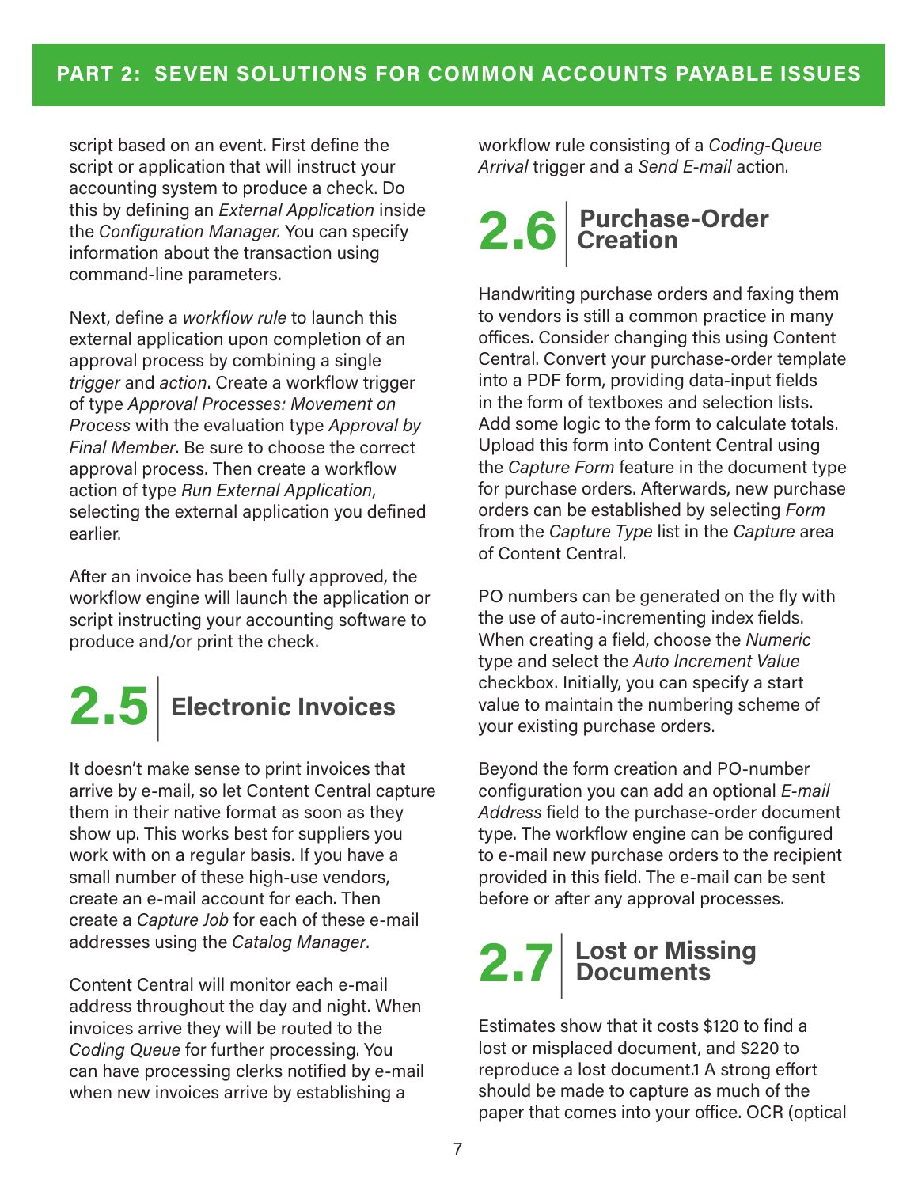script based on an event. First define the script or application that will instruct your accounting system to produce a check. Do this by defining an *External Application* inside the *Configuration Manager.* You can specify information about the transaction using command-line parameters.

Next, define a *workflow rule* to launch this external application upon completion of an approval process by combining a single *trigger* and *action*. Create a workflow trigger of type *Approval Processes: Movement on Process* with the evaluation type *Approval by Final Member*. Be sure to choose the correct approval process. Then create a workflow action of type *Run External Application*, selecting the external application you defined earlier.

After an invoice has been fully approved, the workflow engine will launch the application or script instructing your accounting software to produce and/or print the check.

## 2.5 Electronic Invoices

It doesn't make sense to print invoices that arrive by e-mail, so let Content Central capture them in their native format as soon as they show up. This works best for suppliers you work with on a regular basis. If you have a small number of these high-use vendors, create an e-mail account for each. Then create a *Capture Job* for each of these e-mail addresses using the *Catalog Manager*.

Content Central will monitor each e-mail address throughout the day and night. When invoices arrive they will be routed to the *Coding Queue* for further processing. You can have processing clerks notified by e-mail when new invoices arrive by establishing a workflow rule consisting of a *Coding-Queue Arrival* trigger and a *Send E-mail* action.

## 2.6 Purchase-Order Creation

Handwriting purchase orders and faxing them to vendors is still a common practice in many offices. Consider changing this using Content Central. Convert your purchase-order template into a PDF form, providing data-input fields in the form of textboxes and selection lists. Add some logic to the form to calculate totals. Upload this form into Content Central using the *Capture Form* feature in the document type for purchase orders. Afterwards, new purchase orders can be established by selecting *Form* from the *Capture Type* list in the *Capture* area of Content Central.

PO numbers can be generated on the fly with the use of auto-incrementing index fields. When creating a field, choose the *Numeric* type and select the *Auto Increment Value* checkbox. Initially, you can specify a start value to maintain the numbering scheme of your existing purchase orders.

Beyond the form creation and PO-number configuration you can add an optional *E-mail Address* field to the purchase-order document type. The workflow engine can be configured to e-mail new purchase orders to the recipient provided in this field. The e-mail can be sent before or after any approval processes.

## 2.7 Lost or Missing Documents

Estimates show that it costs $120 to find a lost or misplaced document, and $220 to reproduce a lost document.[1] A strong effort should be made to capture as much of the paper that comes into your office. OCR (optical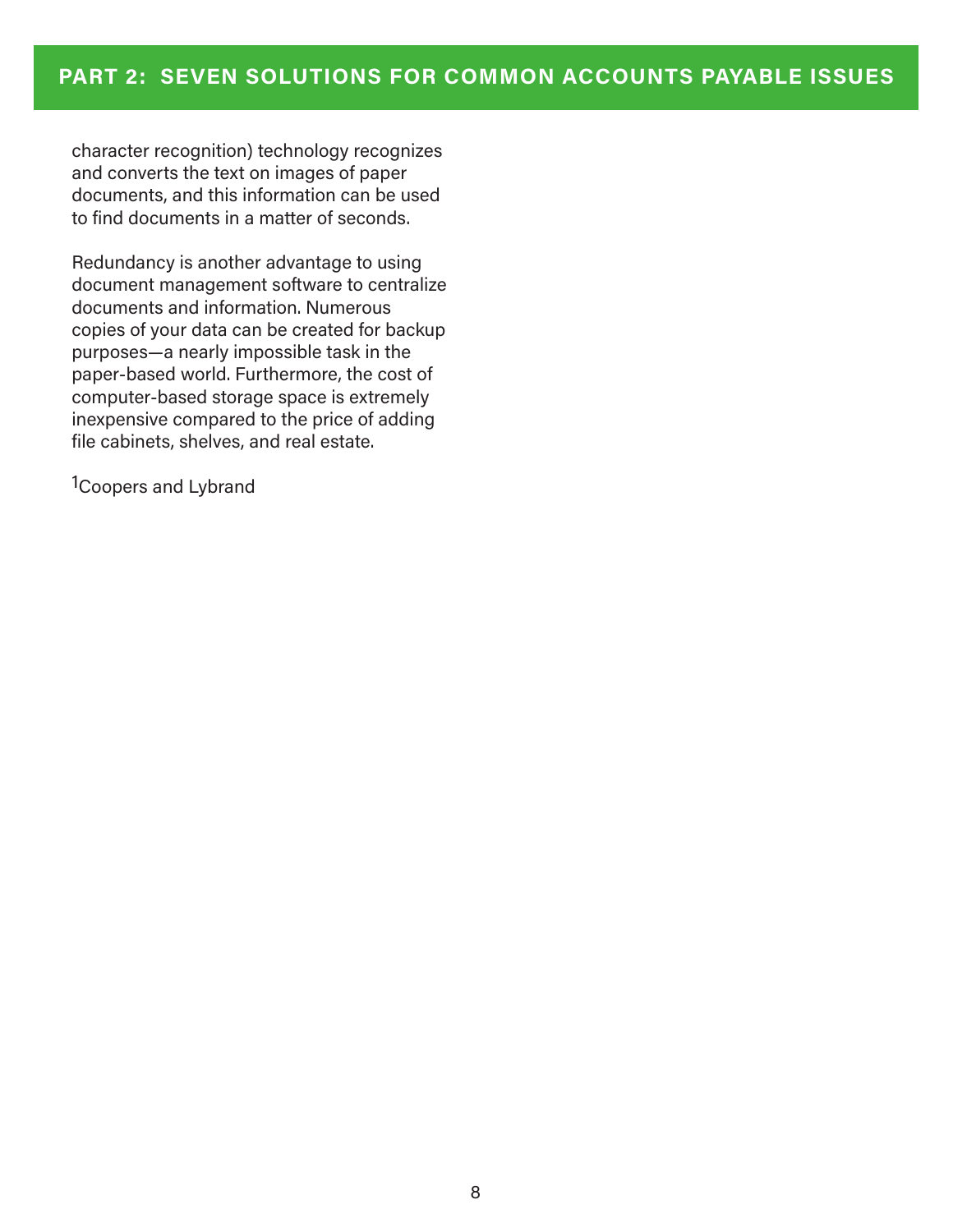character recognition) technology recognizes and converts the text on images of paper documents, and this information can be used to find documents in a matter of seconds.

Redundancy is another advantage to using document management software to centralize documents and information. Numerous copies of your data can be created for backup purposes—a nearly impossible task in the paper-based world. Furthermore, the cost of computer-based storage space is extremely inexpensive compared to the price of adding file cabinets, shelves, and real estate.

[1]Coopers and Lybrand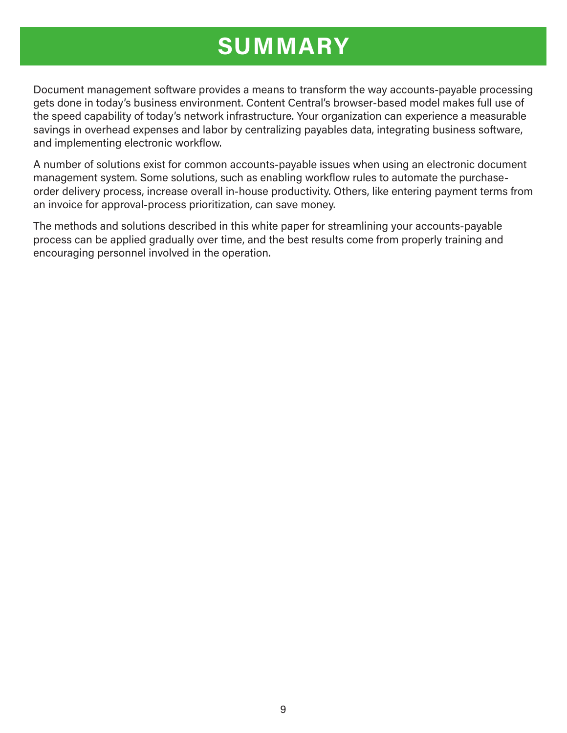# SUMMARY

Document management software provides a means to transform the way accounts-payable processing gets done in today's business environment. Content Central's browser-based model makes full use of the speed capability of today's network infrastructure. Your organization can experience a measurable savings in overhead expenses and labor by centralizing payables data, integrating business software, and implementing electronic workflow.

A number of solutions exist for common accounts-payable issues when using an electronic document management system. Some solutions, such as enabling workflow rules to automate the purchase-order delivery process, increase overall in-house productivity. Others, like entering payment terms from an invoice for approval-process prioritization, can save money.

The methods and solutions described in this white paper for streamlining your accounts-payable process can be applied gradually over time, and the best results come from properly training and encouraging personnel involved in the operation.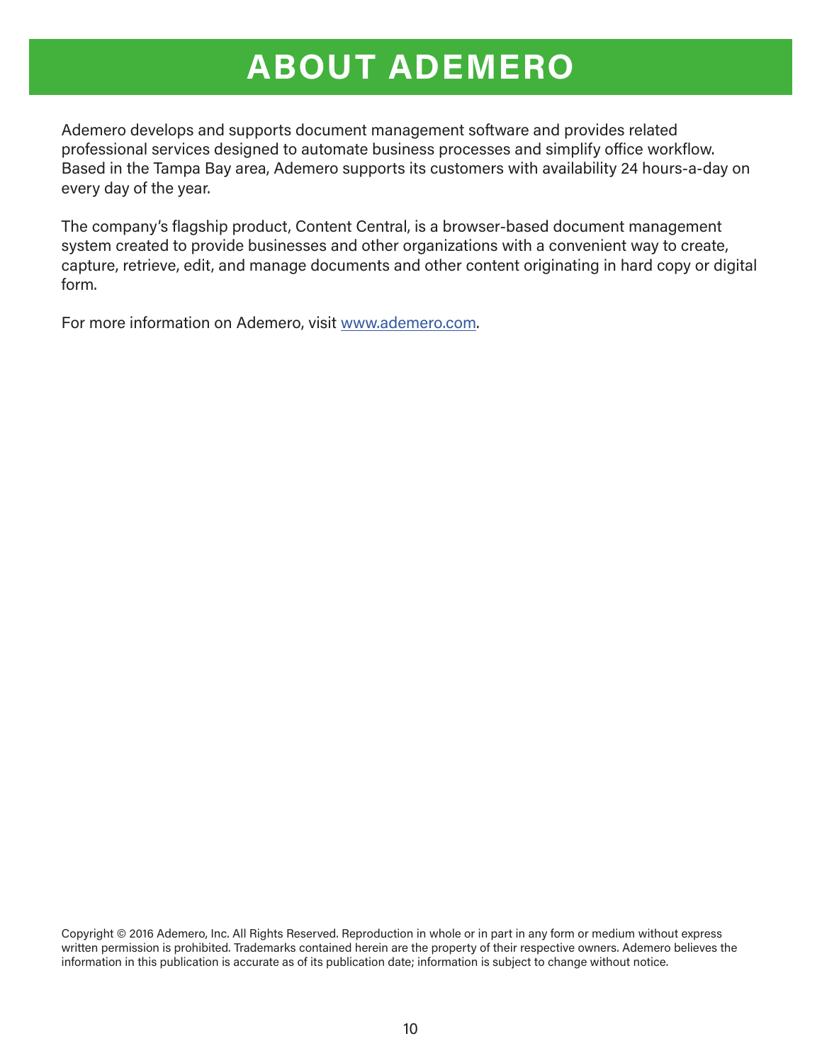# ABOUT ADEMERO

Ademero develops and supports document management software and provides related professional services designed to automate business processes and simplify office workflow. Based in the Tampa Bay area, Ademero supports its customers with availability 24 hours-a-day on every day of the year.

The company's flagship product, Content Central, is a browser-based document management system created to provide businesses and other organizations with a convenient way to create, capture, retrieve, edit, and manage documents and other content originating in hard copy or digital form.

For more information on Ademero, visit [www.ademero.com](http://www.ademero.com).

Copyright © 2016 Ademero, Inc. All Rights Reserved. Reproduction in whole or in part in any form or medium without express written permission is prohibited. Trademarks contained herein are the property of their respective owners. Ademero believes the information in this publication is accurate as of its publication date; information is subject to change without notice.